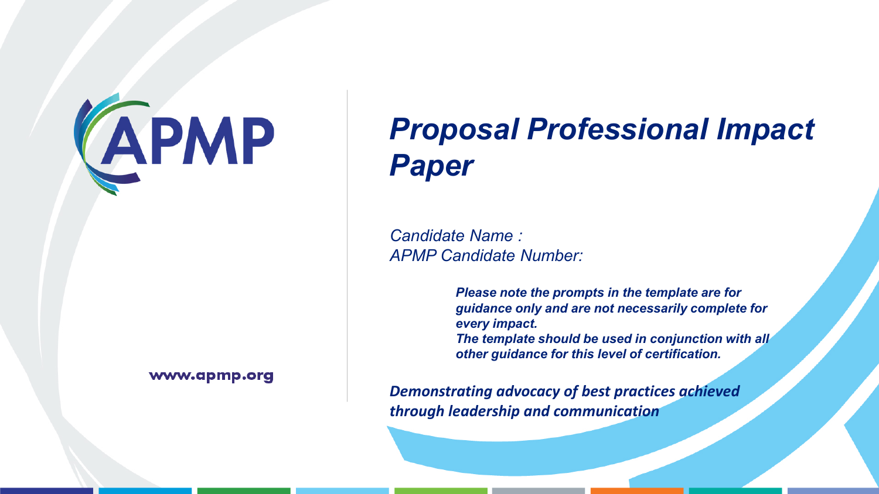APMP

www.apmp.org

# *Proposal Professional Impact Paper*

*Candidate Name :*
*APMP Candidate Number:*

***Please note the prompts in the template are for guidance only and are not necessarily complete for every impact.***
***The template should be used in conjunction with all other guidance for this level of certification.***

***Demonstrating advocacy of best practices achieved through leadership and communication***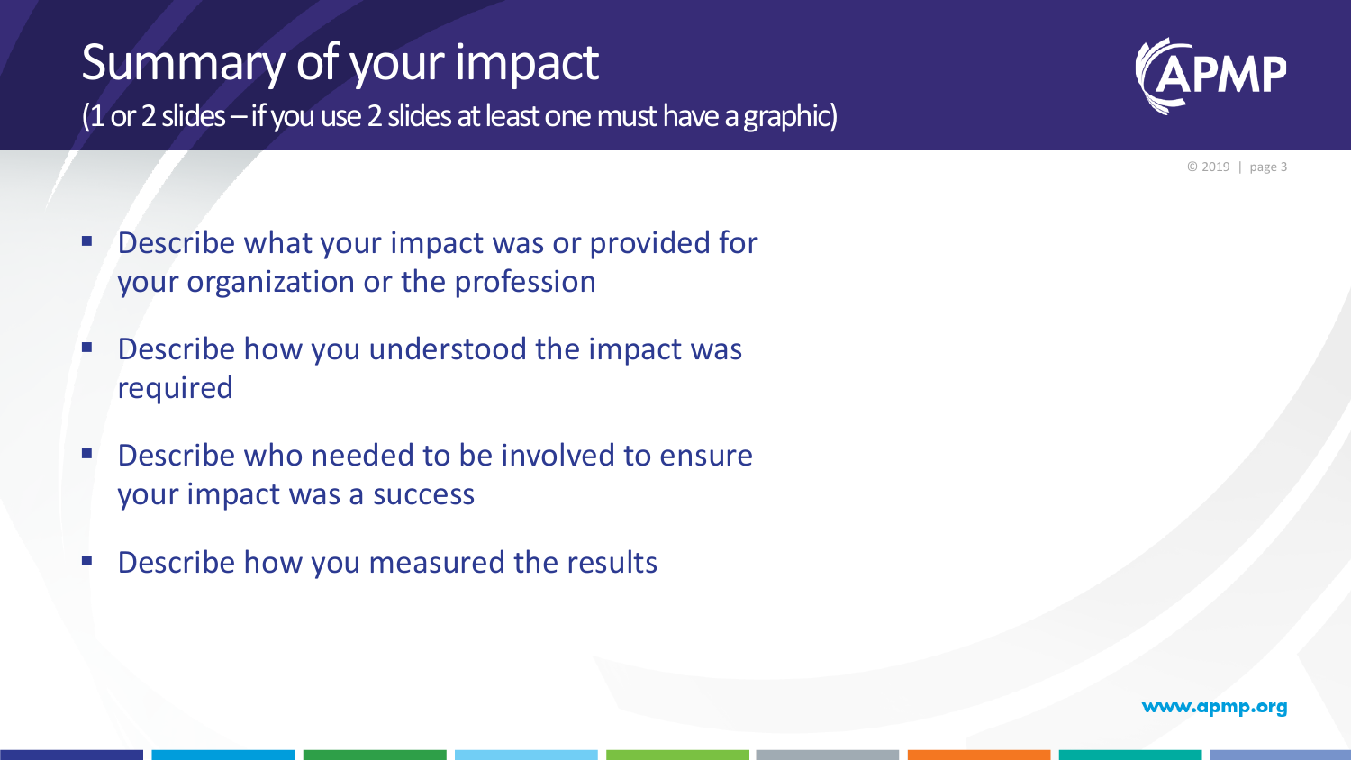# Summary of your impact

(1 or 2 slides – if you use 2 slides at least one must have a graphic)

- Describe what your impact was or provided for your organization or the profession
- Describe how you understood the impact was required
- Describe who needed to be involved to ensure your impact was a success
- Describe how you measured the results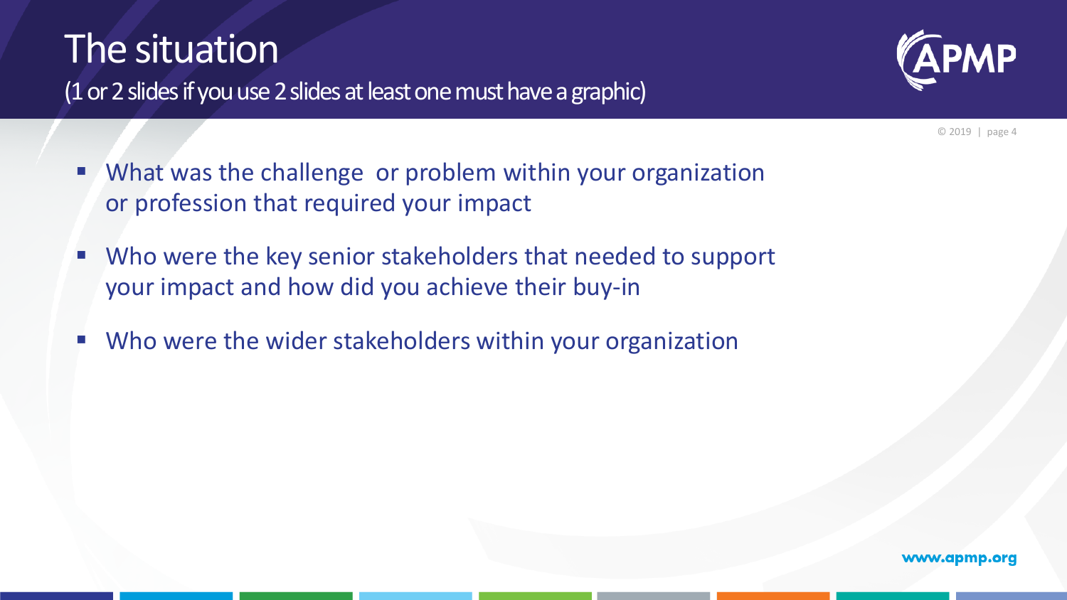# The situation

(1 or 2 slides if you use 2 slides at least one must have a graphic)

- What was the challenge  or problem within your organization or profession that required your impact
- Who were the key senior stakeholders that needed to support your impact and how did you achieve their buy-in
- Who were the wider stakeholders within your organization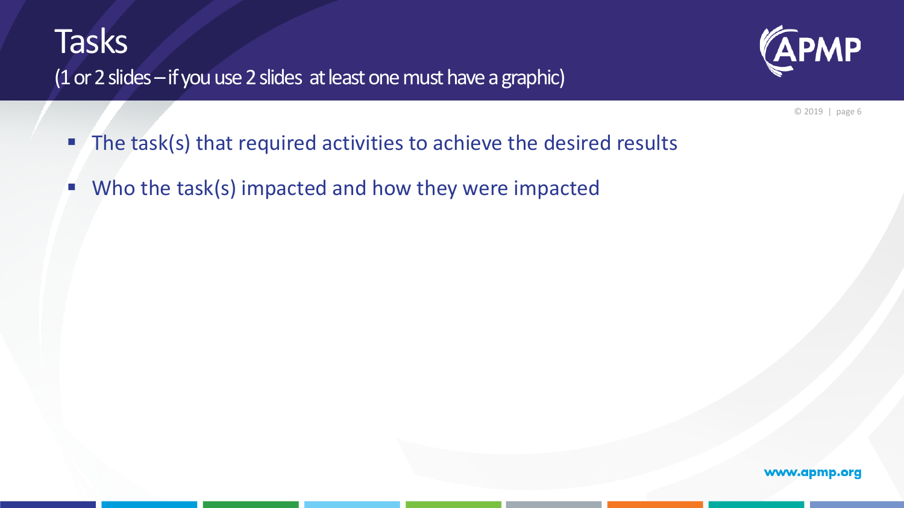# Tasks

(1 or 2 slides – if you use 2 slides at least one must have a graphic)

- The task(s) that required activities to achieve the desired results
- Who the task(s) impacted and how they were impacted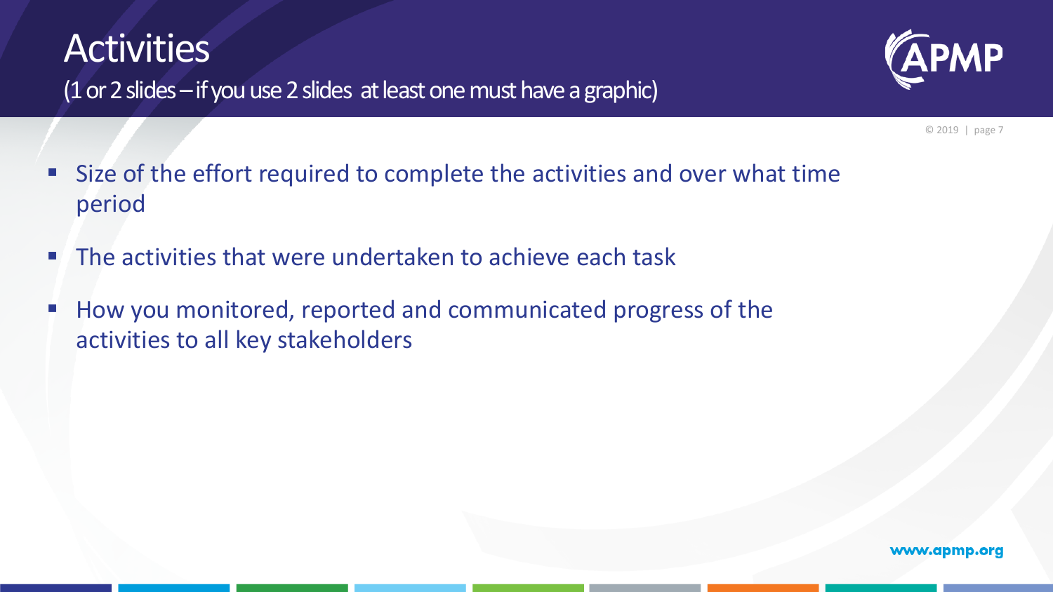# Activities

(1 or 2 slides – if you use 2 slides at least one must have a graphic)

- Size of the effort required to complete the activities and over what time period
- The activities that were undertaken to achieve each task
- How you monitored, reported and communicated progress of the activities to all key stakeholders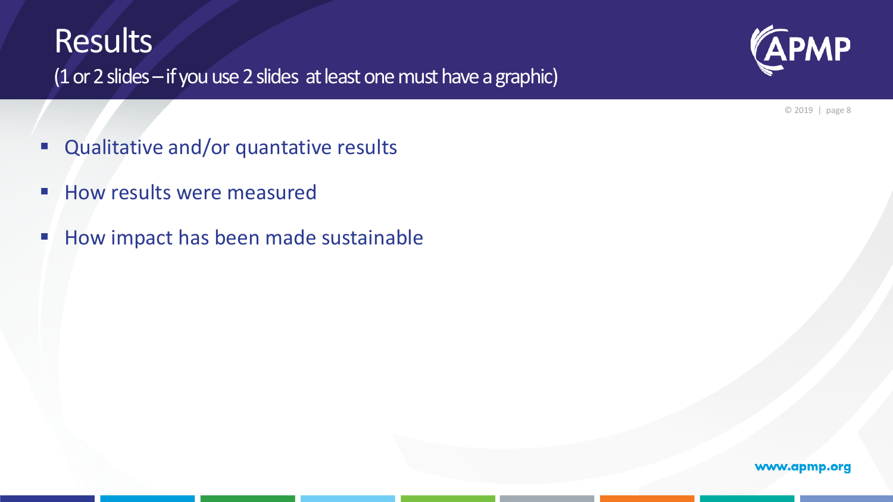# Results

(1 or 2 slides – if you use 2 slides at least one must have a graphic)

- Qualitative and/or quantative results
- How results were measured
- How impact has been made sustainable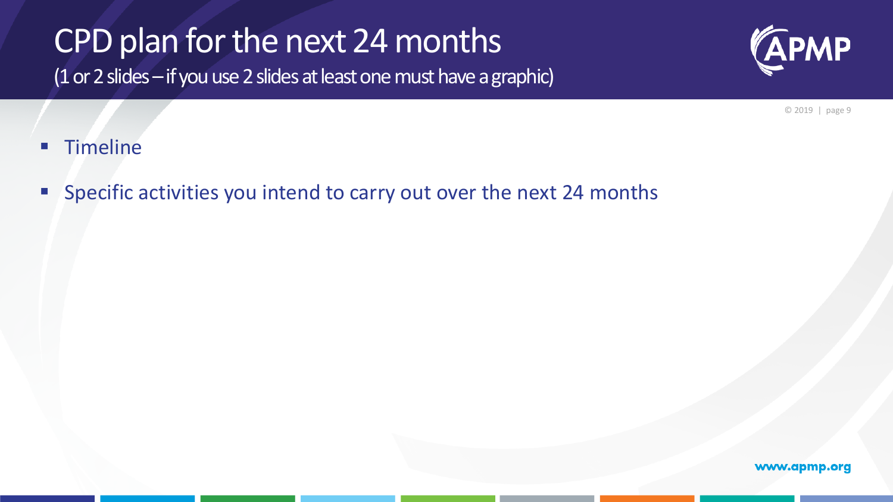# CPD plan for the next 24 months

(1 or 2 slides – if you use 2 slides at least one must have a graphic)

- Timeline
- Specific activities you intend to carry out over the next 24 months